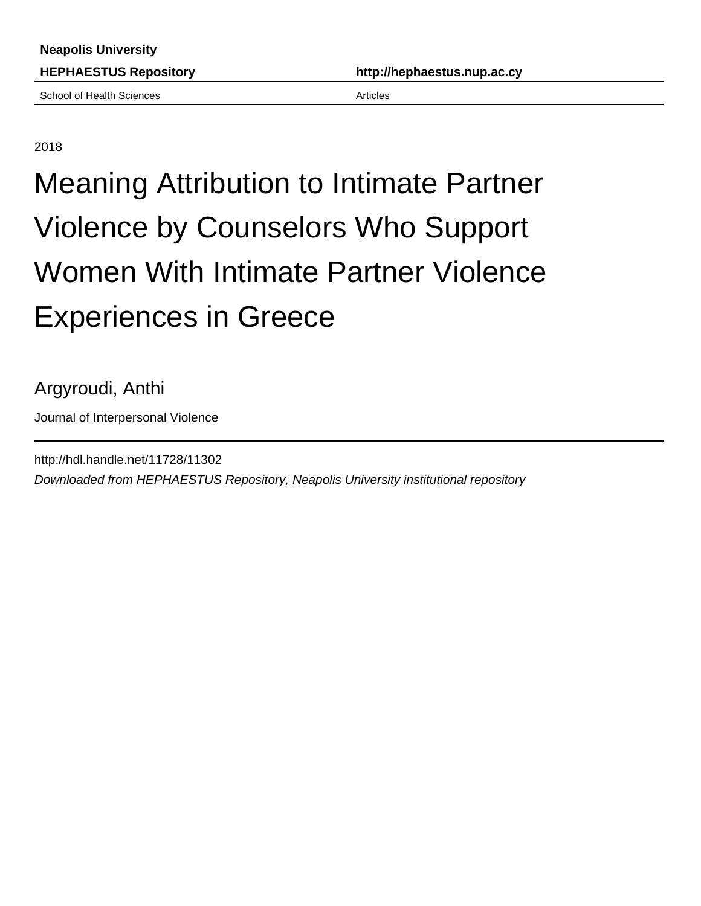**Neapolis University**

**HEPHAESTUS Repository** | **http://hephaestus.nup.ac.cy**

School of Health Sciences | Articles

2018

# Meaning Attribution to Intimate Partner Violence by Counselors Who Support Women With Intimate Partner Violence Experiences in Greece

Argyroudi, Anthi

Journal of Interpersonal Violence

http://hdl.handle.net/11728/11302

*Downloaded from HEPHAESTUS Repository, Neapolis University institutional repository*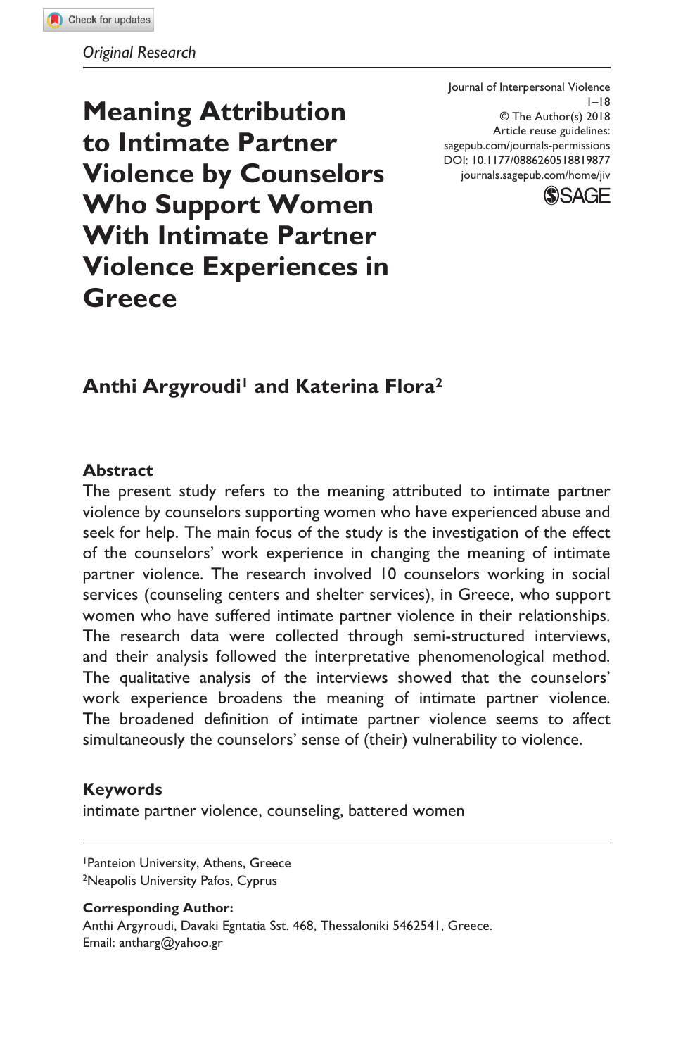*Original Research*

# Meaning Attribution to Intimate Partner Violence by Counselors Who Support Women With Intimate Partner Violence Experiences in Greece

Journal of Interpersonal Violence
1–18
© The Author(s) 2018
Article reuse guidelines:
sagepub.com/journals-permissions
DOI: 10.1177/0886260518819877
journals.sagepub.com/home/jiv

**Anthi Argyroudi[1] and Katerina Flora[2]**

## Abstract

The present study refers to the meaning attributed to intimate partner violence by counselors supporting women who have experienced abuse and seek for help. The main focus of the study is the investigation of the effect of the counselors' work experience in changing the meaning of intimate partner violence. The research involved 10 counselors working in social services (counseling centers and shelter services), in Greece, who support women who have suffered intimate partner violence in their relationships. The research data were collected through semi-structured interviews, and their analysis followed the interpretative phenomenological method. The qualitative analysis of the interviews showed that the counselors' work experience broadens the meaning of intimate partner violence. The broadened definition of intimate partner violence seems to affect simultaneously the counselors' sense of (their) vulnerability to violence.

## Keywords

intimate partner violence, counseling, battered women

---

[1]Panteion University, Athens, Greece
[2]Neapolis University Pafos, Cyprus

**Corresponding Author:**
Anthi Argyroudi, Davaki Egntatia Sst. 468, Thessaloniki 5462541, Greece.
Email: antharg@yahoo.gr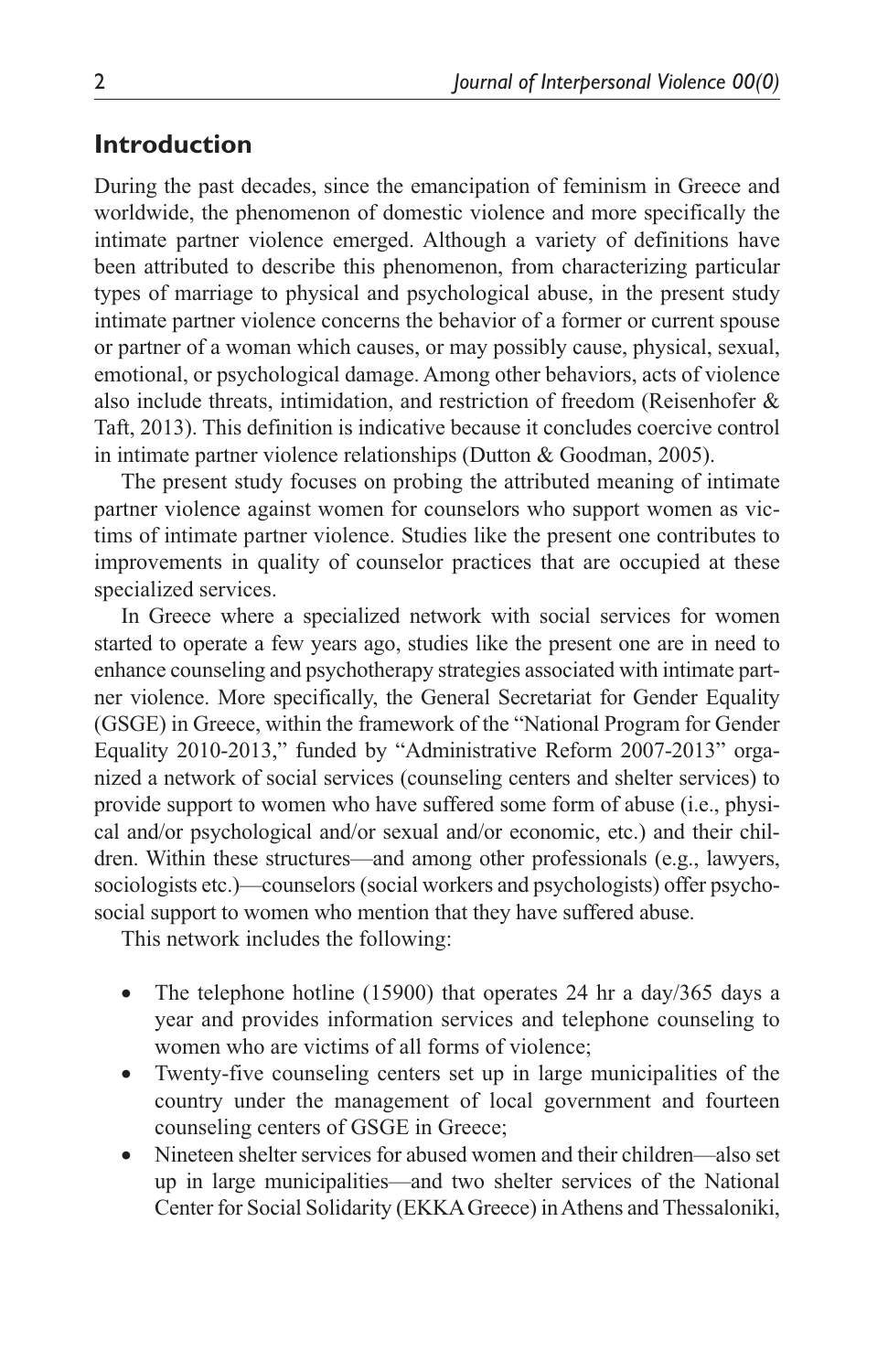## Introduction

During the past decades, since the emancipation of feminism in Greece and worldwide, the phenomenon of domestic violence and more specifically the intimate partner violence emerged. Although a variety of definitions have been attributed to describe this phenomenon, from characterizing particular types of marriage to physical and psychological abuse, in the present study intimate partner violence concerns the behavior of a former or current spouse or partner of a woman which causes, or may possibly cause, physical, sexual, emotional, or psychological damage. Among other behaviors, acts of violence also include threats, intimidation, and restriction of freedom (Reisenhofer & Taft, 2013). This definition is indicative because it concludes coercive control in intimate partner violence relationships (Dutton & Goodman, 2005).

The present study focuses on probing the attributed meaning of intimate partner violence against women for counselors who support women as victims of intimate partner violence. Studies like the present one contributes to improvements in quality of counselor practices that are occupied at these specialized services.

In Greece where a specialized network with social services for women started to operate a few years ago, studies like the present one are in need to enhance counseling and psychotherapy strategies associated with intimate partner violence. More specifically, the General Secretariat for Gender Equality (GSGE) in Greece, within the framework of the "National Program for Gender Equality 2010-2013," funded by "Administrative Reform 2007-2013" organized a network of social services (counseling centers and shelter services) to provide support to women who have suffered some form of abuse (i.e., physical and/or psychological and/or sexual and/or economic, etc.) and their children. Within these structures—and among other professionals (e.g., lawyers, sociologists etc.)—counselors (social workers and psychologists) offer psychosocial support to women who mention that they have suffered abuse.

This network includes the following:

- The telephone hotline (15900) that operates 24 hr a day/365 days a year and provides information services and telephone counseling to women who are victims of all forms of violence;
- Twenty-five counseling centers set up in large municipalities of the country under the management of local government and fourteen counseling centers of GSGE in Greece;
- Nineteen shelter services for abused women and their children—also set up in large municipalities—and two shelter services of the National Center for Social Solidarity (EKKA Greece) in Athens and Thessaloniki,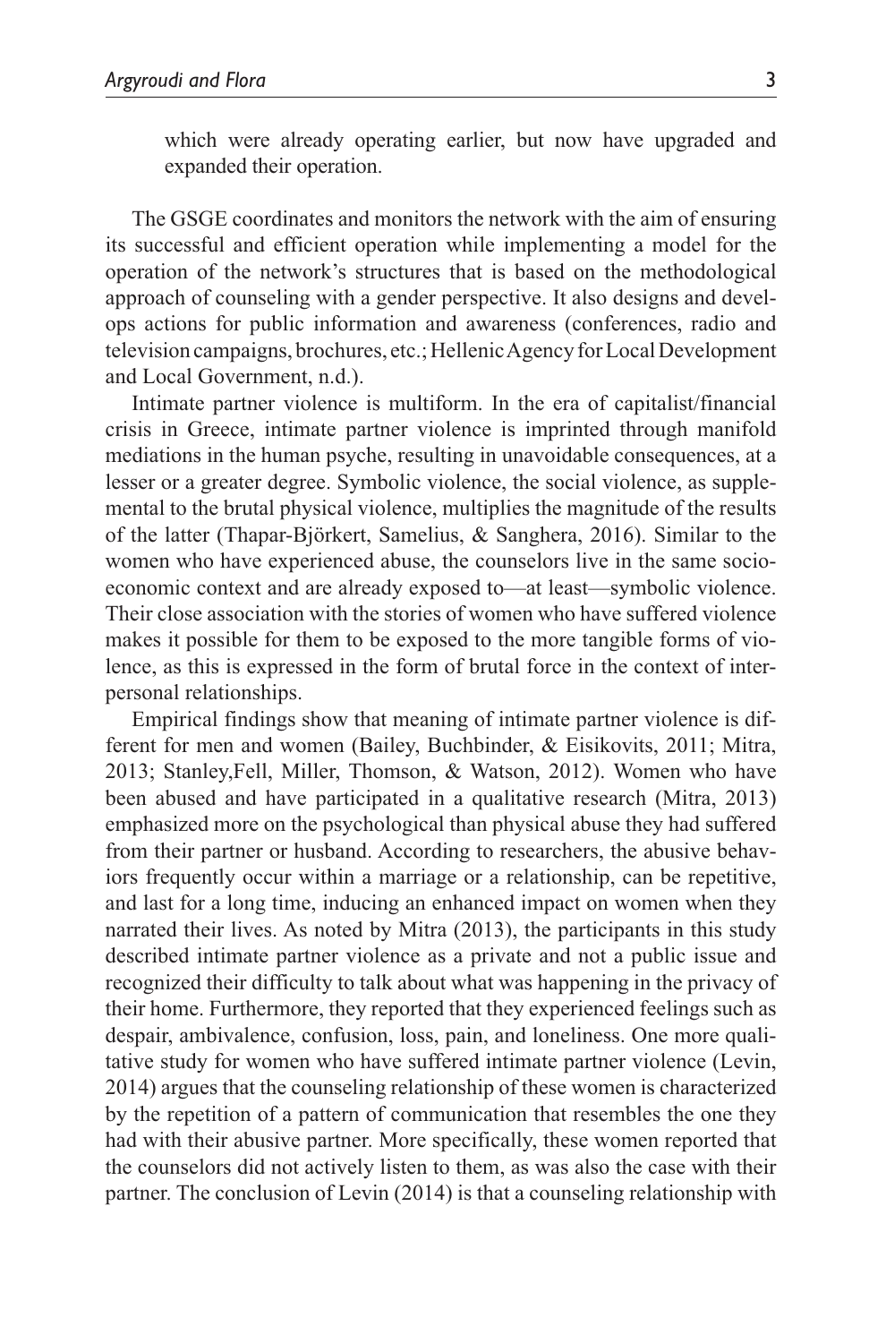which were already operating earlier, but now have upgraded and expanded their operation.

The GSGE coordinates and monitors the network with the aim of ensuring its successful and efficient operation while implementing a model for the operation of the network's structures that is based on the methodological approach of counseling with a gender perspective. It also designs and develops actions for public information and awareness (conferences, radio and television campaigns, brochures, etc.; Hellenic Agency for Local Development and Local Government, n.d.).

Intimate partner violence is multiform. In the era of capitalist/financial crisis in Greece, intimate partner violence is imprinted through manifold mediations in the human psyche, resulting in unavoidable consequences, at a lesser or a greater degree. Symbolic violence, the social violence, as supplemental to the brutal physical violence, multiplies the magnitude of the results of the latter (Thapar-Björkert, Samelius, & Sanghera, 2016). Similar to the women who have experienced abuse, the counselors live in the same socioeconomic context and are already exposed to—at least—symbolic violence. Their close association with the stories of women who have suffered violence makes it possible for them to be exposed to the more tangible forms of violence, as this is expressed in the form of brutal force in the context of interpersonal relationships.

Empirical findings show that meaning of intimate partner violence is different for men and women (Bailey, Buchbinder, & Eisikovits, 2011; Mitra, 2013; Stanley,Fell, Miller, Thomson, & Watson, 2012). Women who have been abused and have participated in a qualitative research (Mitra, 2013) emphasized more on the psychological than physical abuse they had suffered from their partner or husband. According to researchers, the abusive behaviors frequently occur within a marriage or a relationship, can be repetitive, and last for a long time, inducing an enhanced impact on women when they narrated their lives. As noted by Mitra (2013), the participants in this study described intimate partner violence as a private and not a public issue and recognized their difficulty to talk about what was happening in the privacy of their home. Furthermore, they reported that they experienced feelings such as despair, ambivalence, confusion, loss, pain, and loneliness. One more qualitative study for women who have suffered intimate partner violence (Levin, 2014) argues that the counseling relationship of these women is characterized by the repetition of a pattern of communication that resembles the one they had with their abusive partner. More specifically, these women reported that the counselors did not actively listen to them, as was also the case with their partner. The conclusion of Levin (2014) is that a counseling relationship with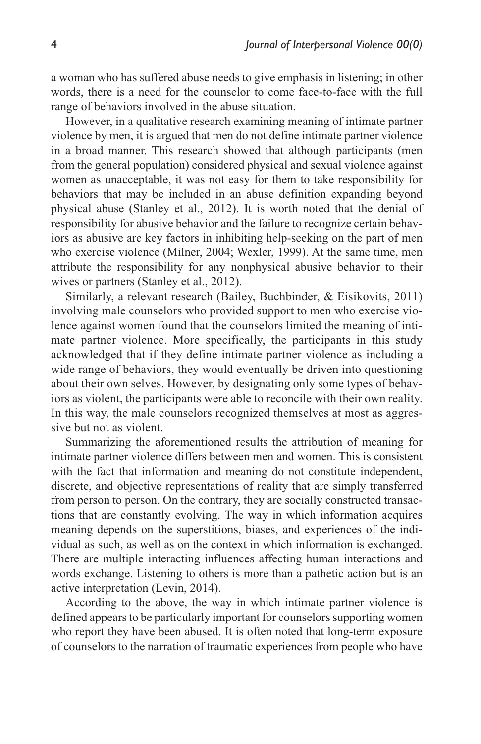a woman who has suffered abuse needs to give emphasis in listening; in other words, there is a need for the counselor to come face-to-face with the full range of behaviors involved in the abuse situation.

However, in a qualitative research examining meaning of intimate partner violence by men, it is argued that men do not define intimate partner violence in a broad manner. This research showed that although participants (men from the general population) considered physical and sexual violence against women as unacceptable, it was not easy for them to take responsibility for behaviors that may be included in an abuse definition expanding beyond physical abuse (Stanley et al., 2012). It is worth noted that the denial of responsibility for abusive behavior and the failure to recognize certain behaviors as abusive are key factors in inhibiting help-seeking on the part of men who exercise violence (Milner, 2004; Wexler, 1999). At the same time, men attribute the responsibility for any nonphysical abusive behavior to their wives or partners (Stanley et al., 2012).

Similarly, a relevant research (Bailey, Buchbinder, & Eisikovits, 2011) involving male counselors who provided support to men who exercise violence against women found that the counselors limited the meaning of intimate partner violence. More specifically, the participants in this study acknowledged that if they define intimate partner violence as including a wide range of behaviors, they would eventually be driven into questioning about their own selves. However, by designating only some types of behaviors as violent, the participants were able to reconcile with their own reality. In this way, the male counselors recognized themselves at most as aggressive but not as violent.

Summarizing the aforementioned results the attribution of meaning for intimate partner violence differs between men and women. This is consistent with the fact that information and meaning do not constitute independent, discrete, and objective representations of reality that are simply transferred from person to person. On the contrary, they are socially constructed transactions that are constantly evolving. The way in which information acquires meaning depends on the superstitions, biases, and experiences of the individual as such, as well as on the context in which information is exchanged. There are multiple interacting influences affecting human interactions and words exchange. Listening to others is more than a pathetic action but is an active interpretation (Levin, 2014).

According to the above, the way in which intimate partner violence is defined appears to be particularly important for counselors supporting women who report they have been abused. It is often noted that long-term exposure of counselors to the narration of traumatic experiences from people who have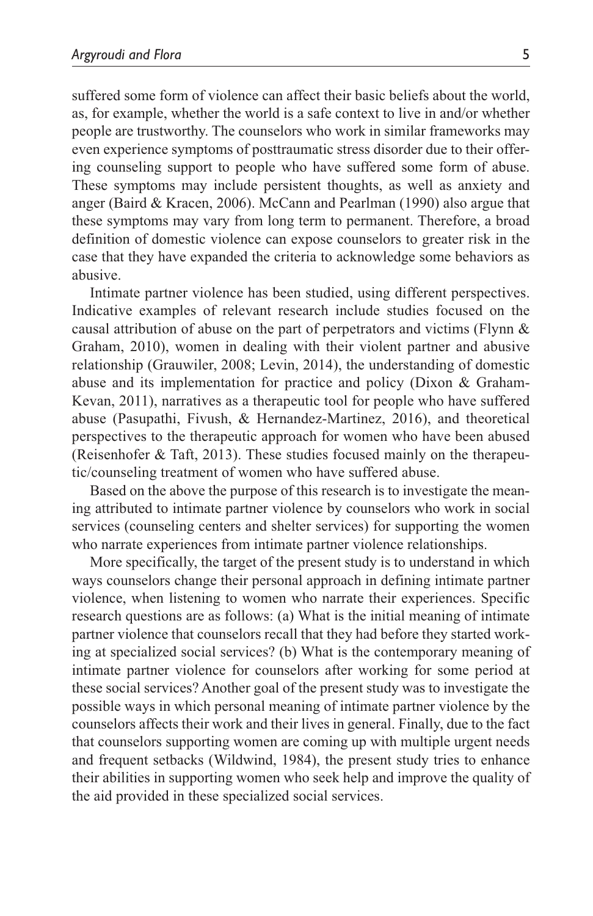suffered some form of violence can affect their basic beliefs about the world, as, for example, whether the world is a safe context to live in and/or whether people are trustworthy. The counselors who work in similar frameworks may even experience symptoms of posttraumatic stress disorder due to their offering counseling support to people who have suffered some form of abuse. These symptoms may include persistent thoughts, as well as anxiety and anger (Baird & Kracen, 2006). McCann and Pearlman (1990) also argue that these symptoms may vary from long term to permanent. Therefore, a broad definition of domestic violence can expose counselors to greater risk in the case that they have expanded the criteria to acknowledge some behaviors as abusive.

Intimate partner violence has been studied, using different perspectives. Indicative examples of relevant research include studies focused on the causal attribution of abuse on the part of perpetrators and victims (Flynn & Graham, 2010), women in dealing with their violent partner and abusive relationship (Grauwiler, 2008; Levin, 2014), the understanding of domestic abuse and its implementation for practice and policy (Dixon & Graham-Kevan, 2011), narratives as a therapeutic tool for people who have suffered abuse (Pasupathi, Fivush, & Hernandez-Martinez, 2016), and theoretical perspectives to the therapeutic approach for women who have been abused (Reisenhofer & Taft, 2013). These studies focused mainly on the therapeutic/counseling treatment of women who have suffered abuse.

Based on the above the purpose of this research is to investigate the meaning attributed to intimate partner violence by counselors who work in social services (counseling centers and shelter services) for supporting the women who narrate experiences from intimate partner violence relationships.

More specifically, the target of the present study is to understand in which ways counselors change their personal approach in defining intimate partner violence, when listening to women who narrate their experiences. Specific research questions are as follows: (a) What is the initial meaning of intimate partner violence that counselors recall that they had before they started working at specialized social services? (b) What is the contemporary meaning of intimate partner violence for counselors after working for some period at these social services? Another goal of the present study was to investigate the possible ways in which personal meaning of intimate partner violence by the counselors affects their work and their lives in general. Finally, due to the fact that counselors supporting women are coming up with multiple urgent needs and frequent setbacks (Wildwind, 1984), the present study tries to enhance their abilities in supporting women who seek help and improve the quality of the aid provided in these specialized social services.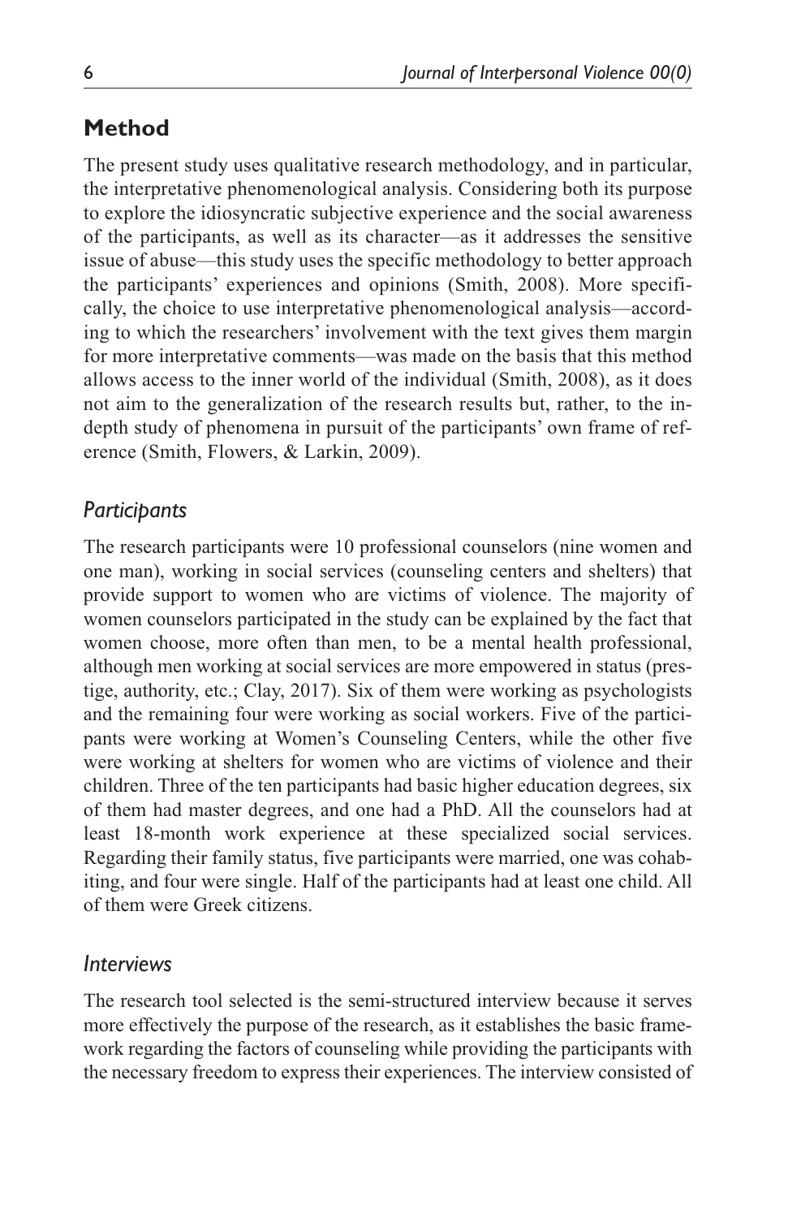## Method

The present study uses qualitative research methodology, and in particular, the interpretative phenomenological analysis. Considering both its purpose to explore the idiosyncratic subjective experience and the social awareness of the participants, as well as its character—as it addresses the sensitive issue of abuse—this study uses the specific methodology to better approach the participants' experiences and opinions (Smith, 2008). More specifically, the choice to use interpretative phenomenological analysis—according to which the researchers' involvement with the text gives them margin for more interpretative comments—was made on the basis that this method allows access to the inner world of the individual (Smith, 2008), as it does not aim to the generalization of the research results but, rather, to the in-depth study of phenomena in pursuit of the participants' own frame of reference (Smith, Flowers, & Larkin, 2009).

### *Participants*

The research participants were 10 professional counselors (nine women and one man), working in social services (counseling centers and shelters) that provide support to women who are victims of violence. The majority of women counselors participated in the study can be explained by the fact that women choose, more often than men, to be a mental health professional, although men working at social services are more empowered in status (prestige, authority, etc.; Clay, 2017). Six of them were working as psychologists and the remaining four were working as social workers. Five of the participants were working at Women's Counseling Centers, while the other five were working at shelters for women who are victims of violence and their children. Three of the ten participants had basic higher education degrees, six of them had master degrees, and one had a PhD. All the counselors had at least 18-month work experience at these specialized social services. Regarding their family status, five participants were married, one was cohabiting, and four were single. Half of the participants had at least one child. All of them were Greek citizens.

### *Interviews*

The research tool selected is the semi-structured interview because it serves more effectively the purpose of the research, as it establishes the basic framework regarding the factors of counseling while providing the participants with the necessary freedom to express their experiences. The interview consisted of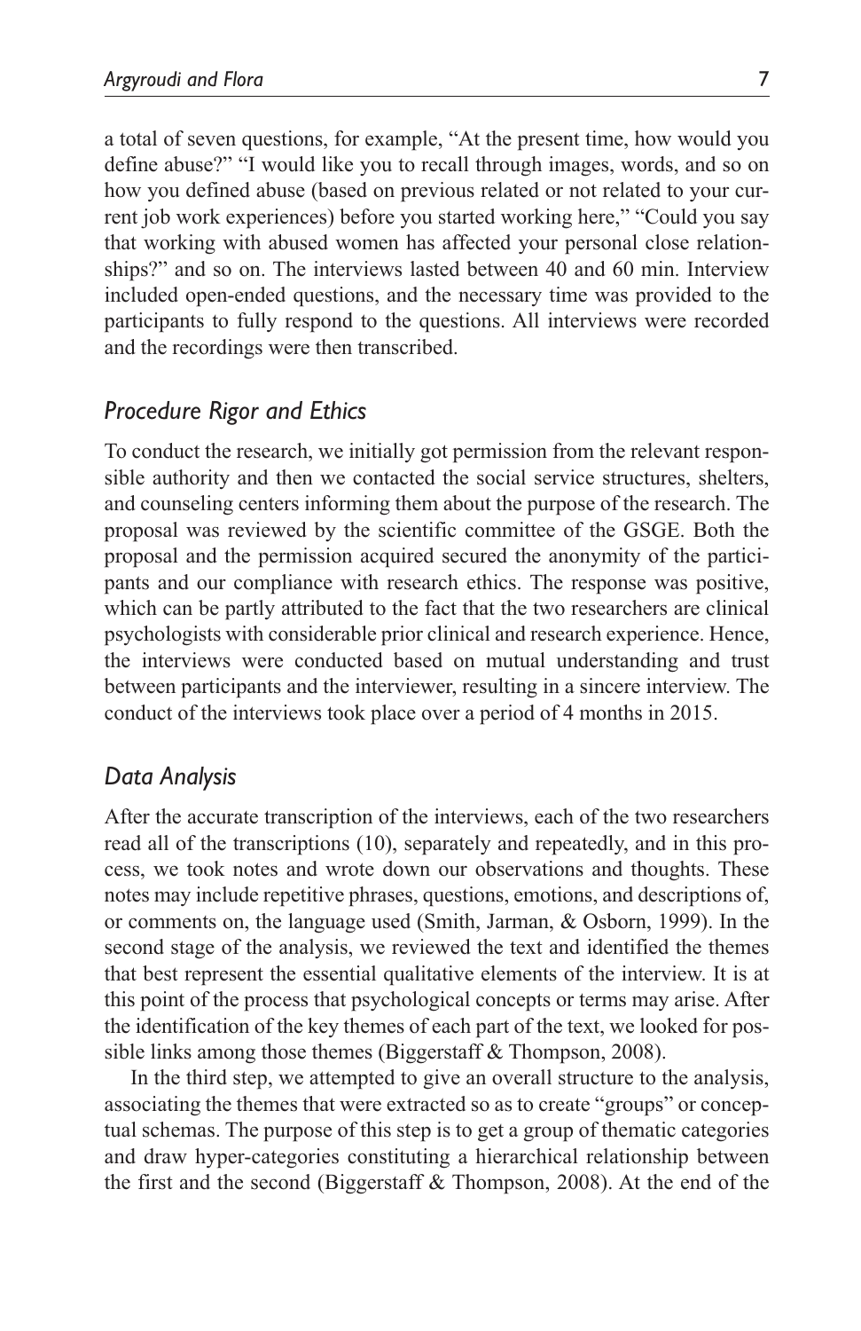a total of seven questions, for example, "At the present time, how would you define abuse?" "I would like you to recall through images, words, and so on how you defined abuse (based on previous related or not related to your current job work experiences) before you started working here," "Could you say that working with abused women has affected your personal close relationships?" and so on. The interviews lasted between 40 and 60 min. Interview included open-ended questions, and the necessary time was provided to the participants to fully respond to the questions. All interviews were recorded and the recordings were then transcribed.

### *Procedure Rigor and Ethics*

To conduct the research, we initially got permission from the relevant responsible authority and then we contacted the social service structures, shelters, and counseling centers informing them about the purpose of the research. The proposal was reviewed by the scientific committee of the GSGE. Both the proposal and the permission acquired secured the anonymity of the participants and our compliance with research ethics. The response was positive, which can be partly attributed to the fact that the two researchers are clinical psychologists with considerable prior clinical and research experience. Hence, the interviews were conducted based on mutual understanding and trust between participants and the interviewer, resulting in a sincere interview. The conduct of the interviews took place over a period of 4 months in 2015.

### *Data Analysis*

After the accurate transcription of the interviews, each of the two researchers read all of the transcriptions (10), separately and repeatedly, and in this process, we took notes and wrote down our observations and thoughts. These notes may include repetitive phrases, questions, emotions, and descriptions of, or comments on, the language used (Smith, Jarman, & Osborn, 1999). In the second stage of the analysis, we reviewed the text and identified the themes that best represent the essential qualitative elements of the interview. It is at this point of the process that psychological concepts or terms may arise. After the identification of the key themes of each part of the text, we looked for possible links among those themes (Biggerstaff & Thompson, 2008).

In the third step, we attempted to give an overall structure to the analysis, associating the themes that were extracted so as to create "groups" or conceptual schemas. The purpose of this step is to get a group of thematic categories and draw hyper-categories constituting a hierarchical relationship between the first and the second (Biggerstaff & Thompson, 2008). At the end of the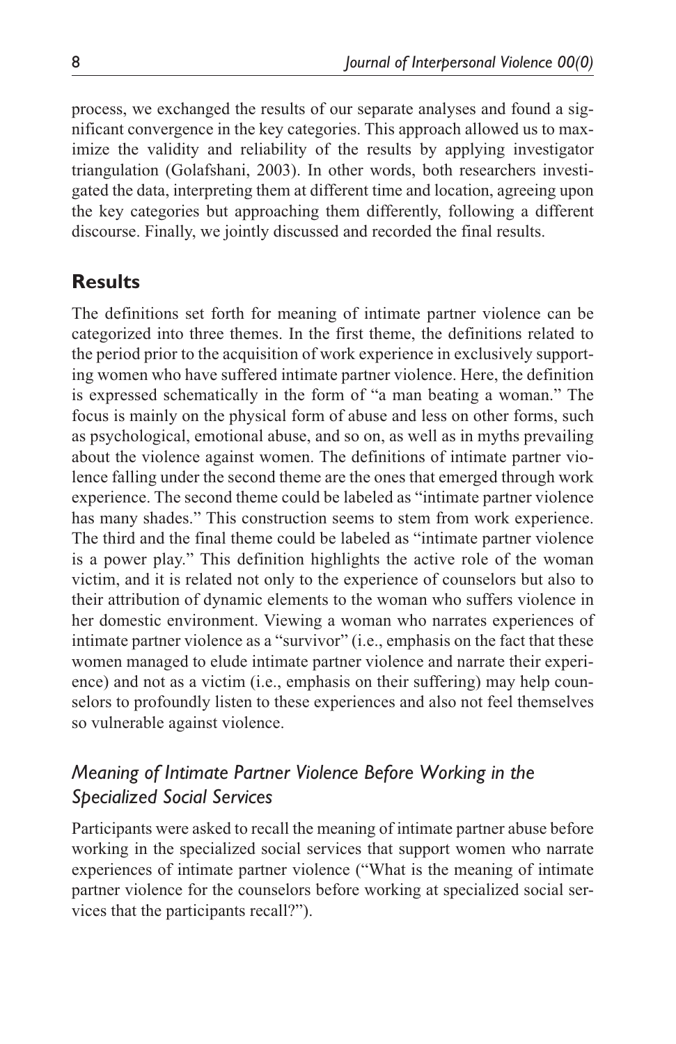process, we exchanged the results of our separate analyses and found a significant convergence in the key categories. This approach allowed us to maximize the validity and reliability of the results by applying investigator triangulation (Golafshani, 2003). In other words, both researchers investigated the data, interpreting them at different time and location, agreeing upon the key categories but approaching them differently, following a different discourse. Finally, we jointly discussed and recorded the final results.

## Results

The definitions set forth for meaning of intimate partner violence can be categorized into three themes. In the first theme, the definitions related to the period prior to the acquisition of work experience in exclusively supporting women who have suffered intimate partner violence. Here, the definition is expressed schematically in the form of "a man beating a woman." The focus is mainly on the physical form of abuse and less on other forms, such as psychological, emotional abuse, and so on, as well as in myths prevailing about the violence against women. The definitions of intimate partner violence falling under the second theme are the ones that emerged through work experience. The second theme could be labeled as "intimate partner violence has many shades." This construction seems to stem from work experience. The third and the final theme could be labeled as "intimate partner violence is a power play." This definition highlights the active role of the woman victim, and it is related not only to the experience of counselors but also to their attribution of dynamic elements to the woman who suffers violence in her domestic environment. Viewing a woman who narrates experiences of intimate partner violence as a "survivor" (i.e., emphasis on the fact that these women managed to elude intimate partner violence and narrate their experience) and not as a victim (i.e., emphasis on their suffering) may help counselors to profoundly listen to these experiences and also not feel themselves so vulnerable against violence.

### *Meaning of Intimate Partner Violence Before Working in the Specialized Social Services*

Participants were asked to recall the meaning of intimate partner abuse before working in the specialized social services that support women who narrate experiences of intimate partner violence ("What is the meaning of intimate partner violence for the counselors before working at specialized social services that the participants recall?").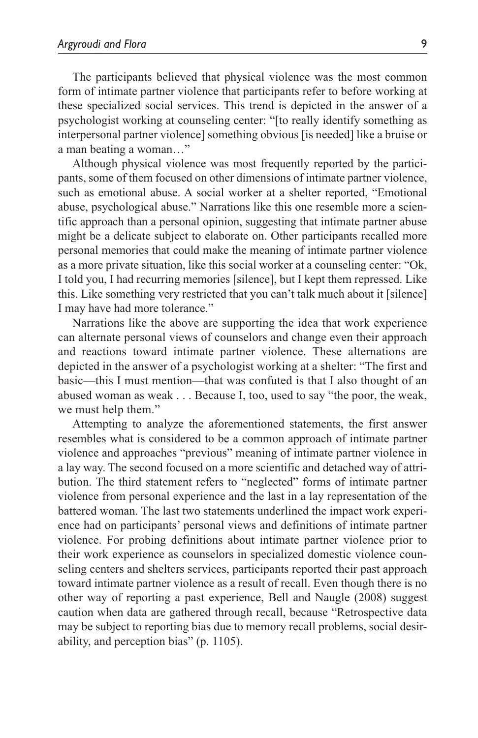The participants believed that physical violence was the most common form of intimate partner violence that participants refer to before working at these specialized social services. This trend is depicted in the answer of a psychologist working at counseling center: "[to really identify something as interpersonal partner violence] something obvious [is needed] like a bruise or a man beating a woman…"

Although physical violence was most frequently reported by the participants, some of them focused on other dimensions of intimate partner violence, such as emotional abuse. A social worker at a shelter reported, "Emotional abuse, psychological abuse." Narrations like this one resemble more a scientific approach than a personal opinion, suggesting that intimate partner abuse might be a delicate subject to elaborate on. Other participants recalled more personal memories that could make the meaning of intimate partner violence as a more private situation, like this social worker at a counseling center: "Ok, I told you, I had recurring memories [silence], but I kept them repressed. Like this. Like something very restricted that you can't talk much about it [silence] I may have had more tolerance."

Narrations like the above are supporting the idea that work experience can alternate personal views of counselors and change even their approach and reactions toward intimate partner violence. These alternations are depicted in the answer of a psychologist working at a shelter: "The first and basic—this I must mention—that was confuted is that I also thought of an abused woman as weak . . . Because I, too, used to say "the poor, the weak, we must help them."

Attempting to analyze the aforementioned statements, the first answer resembles what is considered to be a common approach of intimate partner violence and approaches "previous" meaning of intimate partner violence in a lay way. The second focused on a more scientific and detached way of attribution. The third statement refers to "neglected" forms of intimate partner violence from personal experience and the last in a lay representation of the battered woman. The last two statements underlined the impact work experience had on participants' personal views and definitions of intimate partner violence. For probing definitions about intimate partner violence prior to their work experience as counselors in specialized domestic violence counseling centers and shelters services, participants reported their past approach toward intimate partner violence as a result of recall. Even though there is no other way of reporting a past experience, Bell and Naugle (2008) suggest caution when data are gathered through recall, because "Retrospective data may be subject to reporting bias due to memory recall problems, social desirability, and perception bias" (p. 1105).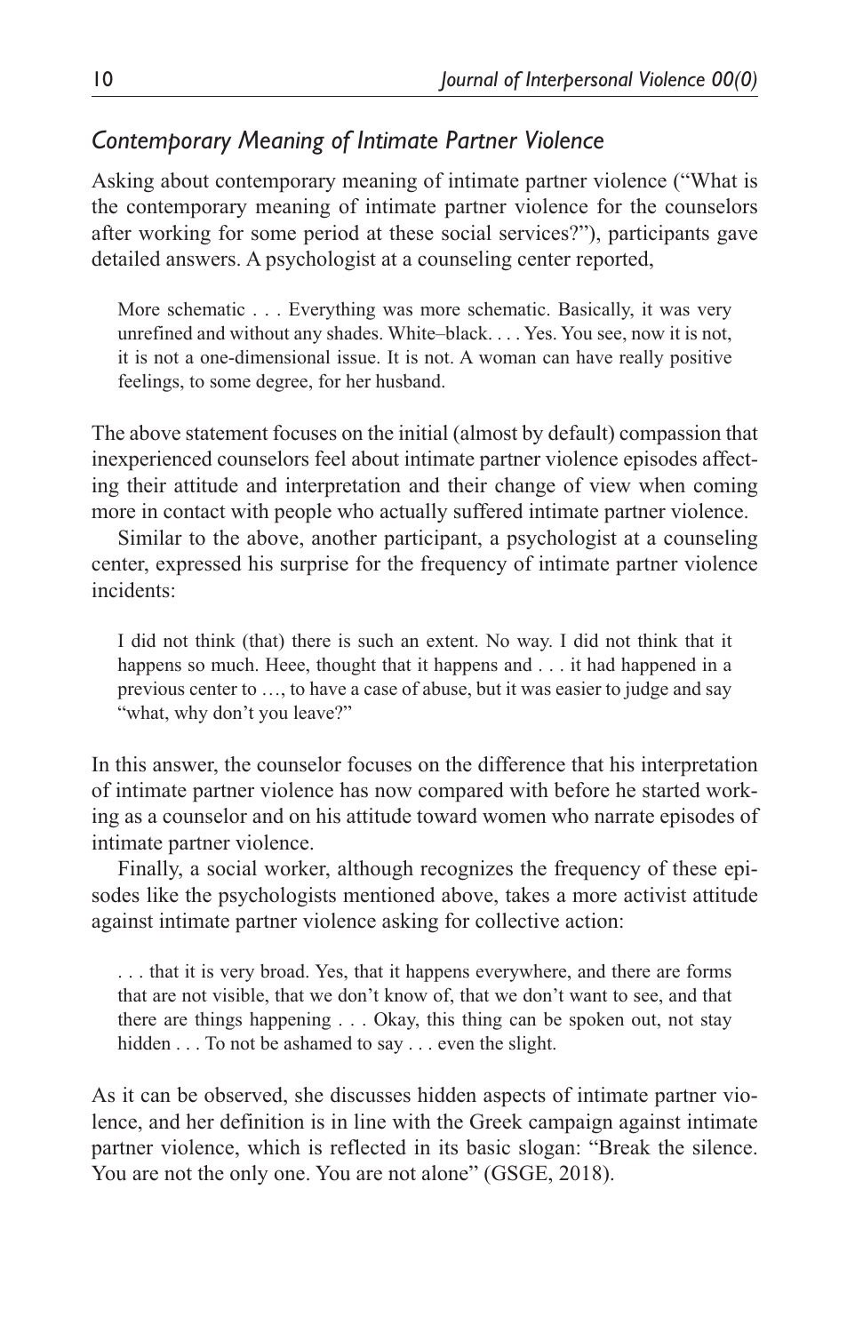## *Contemporary Meaning of Intimate Partner Violence*

Asking about contemporary meaning of intimate partner violence ("What is the contemporary meaning of intimate partner violence for the counselors after working for some period at these social services?"), participants gave detailed answers. A psychologist at a counseling center reported,

> More schematic . . . Everything was more schematic. Basically, it was very unrefined and without any shades. White–black. . . . Yes. You see, now it is not, it is not a one-dimensional issue. It is not. A woman can have really positive feelings, to some degree, for her husband.

The above statement focuses on the initial (almost by default) compassion that inexperienced counselors feel about intimate partner violence episodes affecting their attitude and interpretation and their change of view when coming more in contact with people who actually suffered intimate partner violence.

Similar to the above, another participant, a psychologist at a counseling center, expressed his surprise for the frequency of intimate partner violence incidents:

> I did not think (that) there is such an extent. No way. I did not think that it happens so much. Heee, thought that it happens and . . . it had happened in a previous center to …, to have a case of abuse, but it was easier to judge and say "what, why don't you leave?"

In this answer, the counselor focuses on the difference that his interpretation of intimate partner violence has now compared with before he started working as a counselor and on his attitude toward women who narrate episodes of intimate partner violence.

Finally, a social worker, although recognizes the frequency of these episodes like the psychologists mentioned above, takes a more activist attitude against intimate partner violence asking for collective action:

> . . . that it is very broad. Yes, that it happens everywhere, and there are forms that are not visible, that we don't know of, that we don't want to see, and that there are things happening . . . Okay, this thing can be spoken out, not stay hidden . . . To not be ashamed to say . . . even the slight.

As it can be observed, she discusses hidden aspects of intimate partner violence, and her definition is in line with the Greek campaign against intimate partner violence, which is reflected in its basic slogan: "Break the silence. You are not the only one. You are not alone" (GSGE, 2018).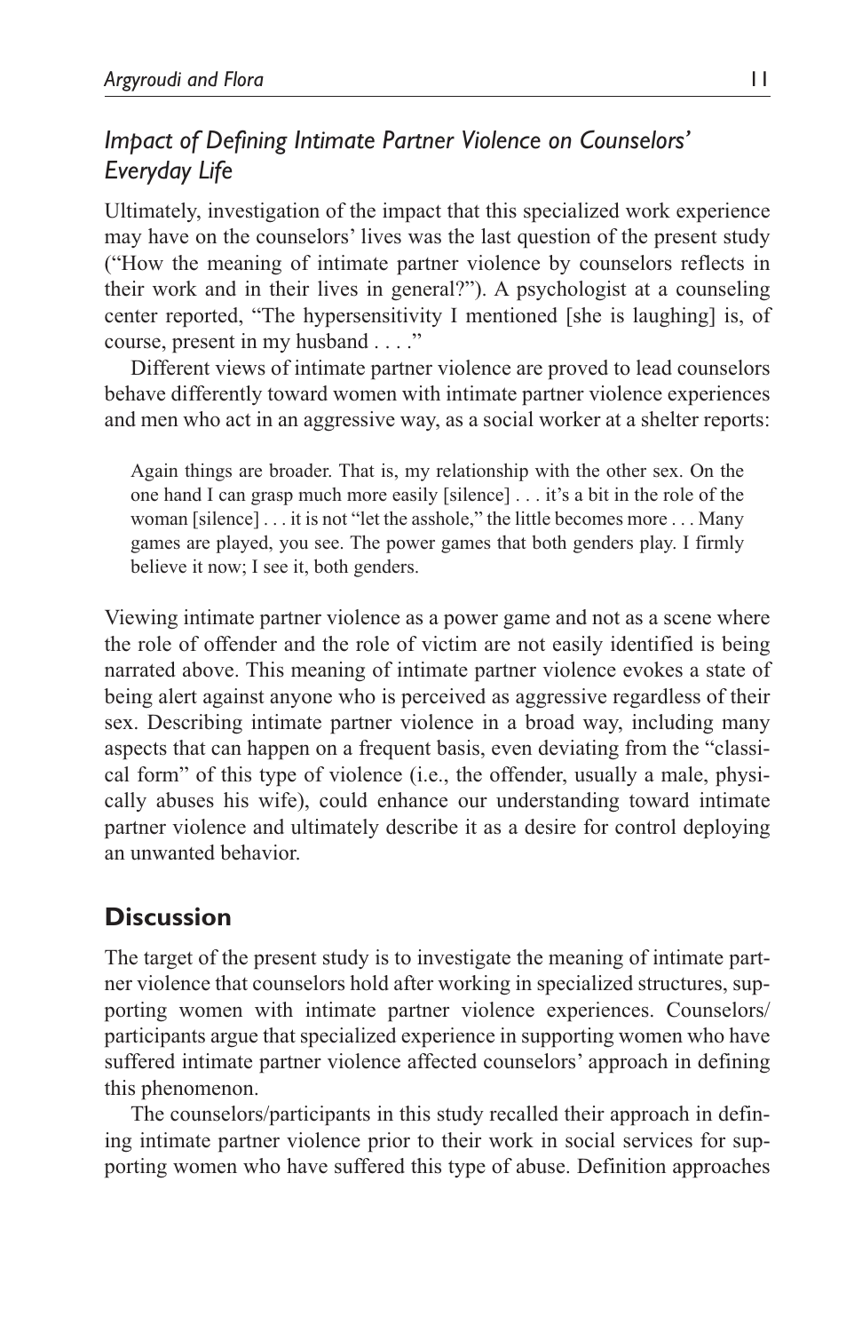### *Impact of Defining Intimate Partner Violence on Counselors' Everyday Life*

Ultimately, investigation of the impact that this specialized work experience may have on the counselors' lives was the last question of the present study ("How the meaning of intimate partner violence by counselors reflects in their work and in their lives in general?"). A psychologist at a counseling center reported, "The hypersensitivity I mentioned [she is laughing] is, of course, present in my husband . . . ."

Different views of intimate partner violence are proved to lead counselors behave differently toward women with intimate partner violence experiences and men who act in an aggressive way, as a social worker at a shelter reports:

> Again things are broader. That is, my relationship with the other sex. On the one hand I can grasp much more easily [silence] . . . it's a bit in the role of the woman [silence] . . . it is not "let the asshole," the little becomes more . . . Many games are played, you see. The power games that both genders play. I firmly believe it now; I see it, both genders.

Viewing intimate partner violence as a power game and not as a scene where the role of offender and the role of victim are not easily identified is being narrated above. This meaning of intimate partner violence evokes a state of being alert against anyone who is perceived as aggressive regardless of their sex. Describing intimate partner violence in a broad way, including many aspects that can happen on a frequent basis, even deviating from the "classical form" of this type of violence (i.e., the offender, usually a male, physically abuses his wife), could enhance our understanding toward intimate partner violence and ultimately describe it as a desire for control deploying an unwanted behavior.

## Discussion

The target of the present study is to investigate the meaning of intimate partner violence that counselors hold after working in specialized structures, supporting women with intimate partner violence experiences. Counselors/participants argue that specialized experience in supporting women who have suffered intimate partner violence affected counselors' approach in defining this phenomenon.

The counselors/participants in this study recalled their approach in defining intimate partner violence prior to their work in social services for supporting women who have suffered this type of abuse. Definition approaches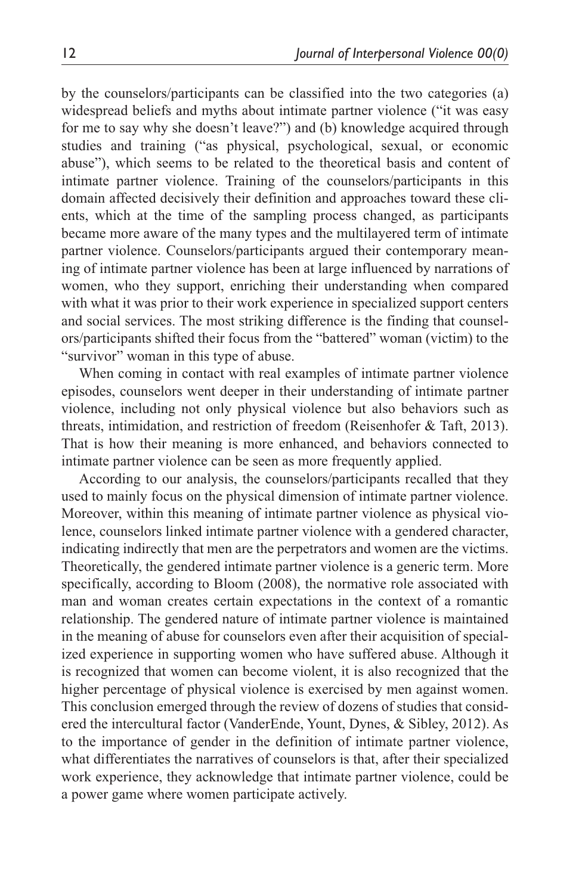by the counselors/participants can be classified into the two categories (a) widespread beliefs and myths about intimate partner violence ("it was easy for me to say why she doesn't leave?") and (b) knowledge acquired through studies and training ("as physical, psychological, sexual, or economic abuse"), which seems to be related to the theoretical basis and content of intimate partner violence. Training of the counselors/participants in this domain affected decisively their definition and approaches toward these clients, which at the time of the sampling process changed, as participants became more aware of the many types and the multilayered term of intimate partner violence. Counselors/participants argued their contemporary meaning of intimate partner violence has been at large influenced by narrations of women, who they support, enriching their understanding when compared with what it was prior to their work experience in specialized support centers and social services. The most striking difference is the finding that counselors/participants shifted their focus from the "battered" woman (victim) to the "survivor" woman in this type of abuse.

When coming in contact with real examples of intimate partner violence episodes, counselors went deeper in their understanding of intimate partner violence, including not only physical violence but also behaviors such as threats, intimidation, and restriction of freedom (Reisenhofer & Taft, 2013). That is how their meaning is more enhanced, and behaviors connected to intimate partner violence can be seen as more frequently applied.

According to our analysis, the counselors/participants recalled that they used to mainly focus on the physical dimension of intimate partner violence. Moreover, within this meaning of intimate partner violence as physical violence, counselors linked intimate partner violence with a gendered character, indicating indirectly that men are the perpetrators and women are the victims. Theoretically, the gendered intimate partner violence is a generic term. More specifically, according to Bloom (2008), the normative role associated with man and woman creates certain expectations in the context of a romantic relationship. The gendered nature of intimate partner violence is maintained in the meaning of abuse for counselors even after their acquisition of specialized experience in supporting women who have suffered abuse. Although it is recognized that women can become violent, it is also recognized that the higher percentage of physical violence is exercised by men against women. This conclusion emerged through the review of dozens of studies that considered the intercultural factor (VanderEnde, Yount, Dynes, & Sibley, 2012). As to the importance of gender in the definition of intimate partner violence, what differentiates the narratives of counselors is that, after their specialized work experience, they acknowledge that intimate partner violence, could be a power game where women participate actively.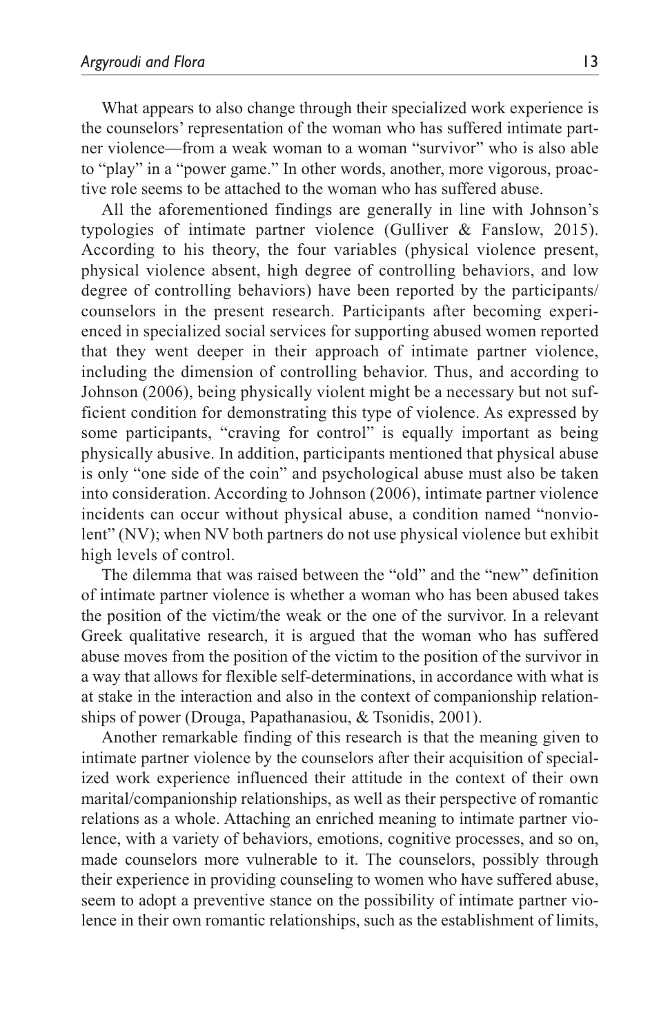What appears to also change through their specialized work experience is the counselors' representation of the woman who has suffered intimate partner violence—from a weak woman to a woman "survivor" who is also able to "play" in a "power game." In other words, another, more vigorous, proactive role seems to be attached to the woman who has suffered abuse.

All the aforementioned findings are generally in line with Johnson's typologies of intimate partner violence (Gulliver & Fanslow, 2015). According to his theory, the four variables (physical violence present, physical violence absent, high degree of controlling behaviors, and low degree of controlling behaviors) have been reported by the participants/counselors in the present research. Participants after becoming experienced in specialized social services for supporting abused women reported that they went deeper in their approach of intimate partner violence, including the dimension of controlling behavior. Thus, and according to Johnson (2006), being physically violent might be a necessary but not sufficient condition for demonstrating this type of violence. As expressed by some participants, "craving for control" is equally important as being physically abusive. In addition, participants mentioned that physical abuse is only "one side of the coin" and psychological abuse must also be taken into consideration. According to Johnson (2006), intimate partner violence incidents can occur without physical abuse, a condition named "nonviolent" (NV); when NV both partners do not use physical violence but exhibit high levels of control.

The dilemma that was raised between the "old" and the "new" definition of intimate partner violence is whether a woman who has been abused takes the position of the victim/the weak or the one of the survivor. In a relevant Greek qualitative research, it is argued that the woman who has suffered abuse moves from the position of the victim to the position of the survivor in a way that allows for flexible self-determinations, in accordance with what is at stake in the interaction and also in the context of companionship relationships of power (Drouga, Papathanasiou, & Tsonidis, 2001).

Another remarkable finding of this research is that the meaning given to intimate partner violence by the counselors after their acquisition of specialized work experience influenced their attitude in the context of their own marital/companionship relationships, as well as their perspective of romantic relations as a whole. Attaching an enriched meaning to intimate partner violence, with a variety of behaviors, emotions, cognitive processes, and so on, made counselors more vulnerable to it. The counselors, possibly through their experience in providing counseling to women who have suffered abuse, seem to adopt a preventive stance on the possibility of intimate partner violence in their own romantic relationships, such as the establishment of limits,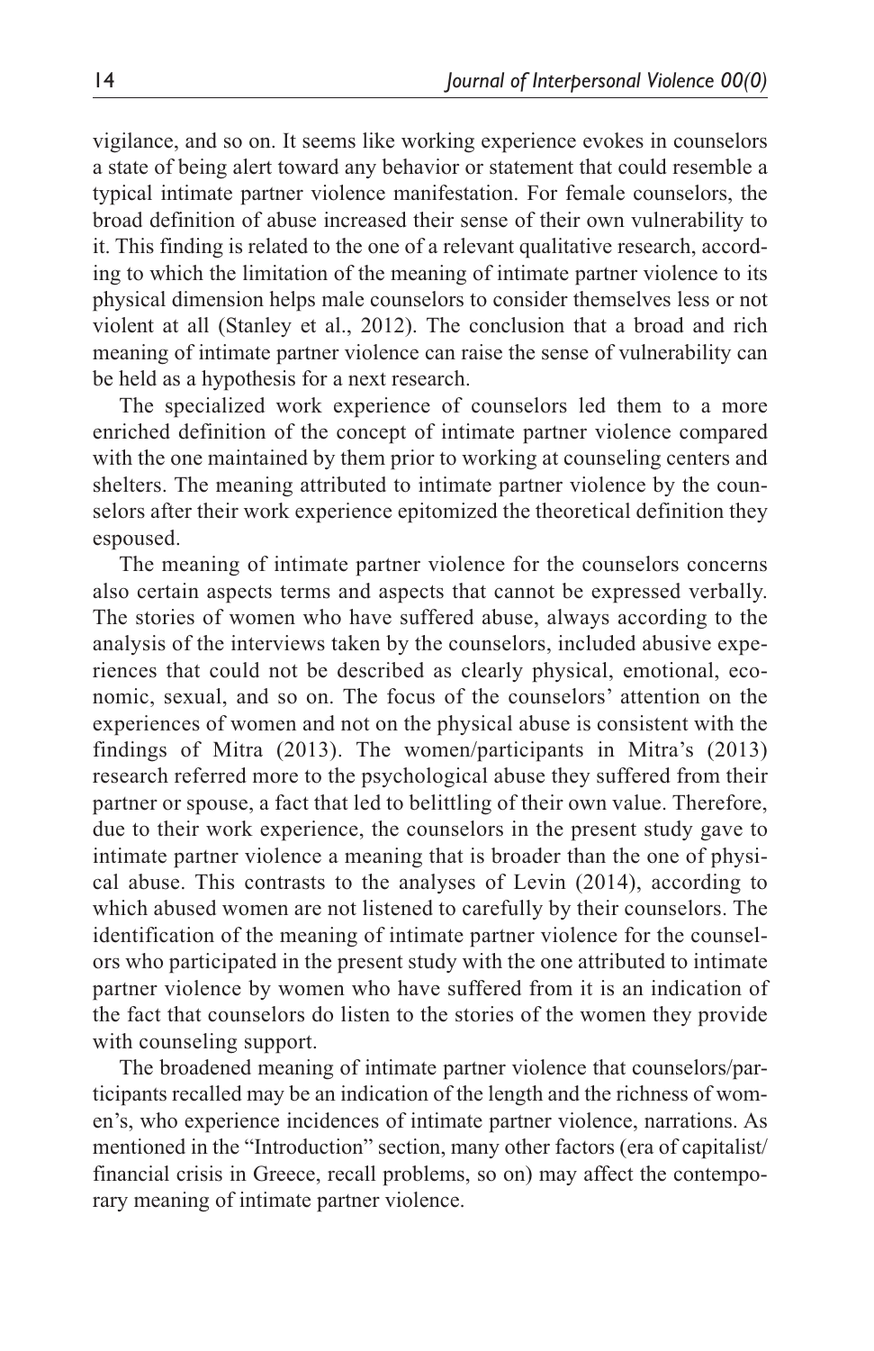vigilance, and so on. It seems like working experience evokes in counselors a state of being alert toward any behavior or statement that could resemble a typical intimate partner violence manifestation. For female counselors, the broad definition of abuse increased their sense of their own vulnerability to it. This finding is related to the one of a relevant qualitative research, according to which the limitation of the meaning of intimate partner violence to its physical dimension helps male counselors to consider themselves less or not violent at all (Stanley et al., 2012). The conclusion that a broad and rich meaning of intimate partner violence can raise the sense of vulnerability can be held as a hypothesis for a next research.

The specialized work experience of counselors led them to a more enriched definition of the concept of intimate partner violence compared with the one maintained by them prior to working at counseling centers and shelters. The meaning attributed to intimate partner violence by the counselors after their work experience epitomized the theoretical definition they espoused.

The meaning of intimate partner violence for the counselors concerns also certain aspects terms and aspects that cannot be expressed verbally. The stories of women who have suffered abuse, always according to the analysis of the interviews taken by the counselors, included abusive experiences that could not be described as clearly physical, emotional, economic, sexual, and so on. The focus of the counselors' attention on the experiences of women and not on the physical abuse is consistent with the findings of Mitra (2013). The women/participants in Mitra's (2013) research referred more to the psychological abuse they suffered from their partner or spouse, a fact that led to belittling of their own value. Therefore, due to their work experience, the counselors in the present study gave to intimate partner violence a meaning that is broader than the one of physical abuse. This contrasts to the analyses of Levin (2014), according to which abused women are not listened to carefully by their counselors. The identification of the meaning of intimate partner violence for the counselors who participated in the present study with the one attributed to intimate partner violence by women who have suffered from it is an indication of the fact that counselors do listen to the stories of the women they provide with counseling support.

The broadened meaning of intimate partner violence that counselors/participants recalled may be an indication of the length and the richness of women's, who experience incidences of intimate partner violence, narrations. As mentioned in the "Introduction" section, many other factors (era of capitalist/financial crisis in Greece, recall problems, so on) may affect the contemporary meaning of intimate partner violence.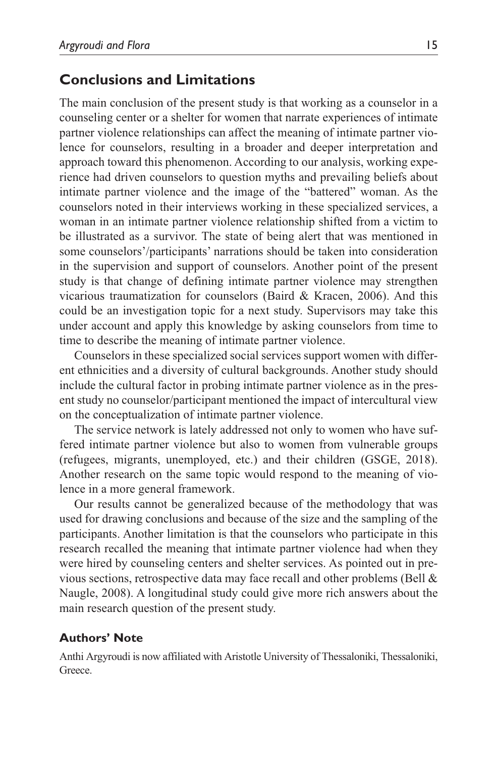## Conclusions and Limitations

The main conclusion of the present study is that working as a counselor in a counseling center or a shelter for women that narrate experiences of intimate partner violence relationships can affect the meaning of intimate partner violence for counselors, resulting in a broader and deeper interpretation and approach toward this phenomenon. According to our analysis, working experience had driven counselors to question myths and prevailing beliefs about intimate partner violence and the image of the "battered" woman. As the counselors noted in their interviews working in these specialized services, a woman in an intimate partner violence relationship shifted from a victim to be illustrated as a survivor. The state of being alert that was mentioned in some counselors'/participants' narrations should be taken into consideration in the supervision and support of counselors. Another point of the present study is that change of defining intimate partner violence may strengthen vicarious traumatization for counselors (Baird & Kracen, 2006). And this could be an investigation topic for a next study. Supervisors may take this under account and apply this knowledge by asking counselors from time to time to describe the meaning of intimate partner violence.

Counselors in these specialized social services support women with different ethnicities and a diversity of cultural backgrounds. Another study should include the cultural factor in probing intimate partner violence as in the present study no counselor/participant mentioned the impact of intercultural view on the conceptualization of intimate partner violence.

The service network is lately addressed not only to women who have suffered intimate partner violence but also to women from vulnerable groups (refugees, migrants, unemployed, etc.) and their children (GSGE, 2018). Another research on the same topic would respond to the meaning of violence in a more general framework.

Our results cannot be generalized because of the methodology that was used for drawing conclusions and because of the size and the sampling of the participants. Another limitation is that the counselors who participate in this research recalled the meaning that intimate partner violence had when they were hired by counseling centers and shelter services. As pointed out in previous sections, retrospective data may face recall and other problems (Bell & Naugle, 2008). A longitudinal study could give more rich answers about the main research question of the present study.

### Authors' Note

Anthi Argyroudi is now affiliated with Aristotle University of Thessaloniki, Thessaloniki, Greece.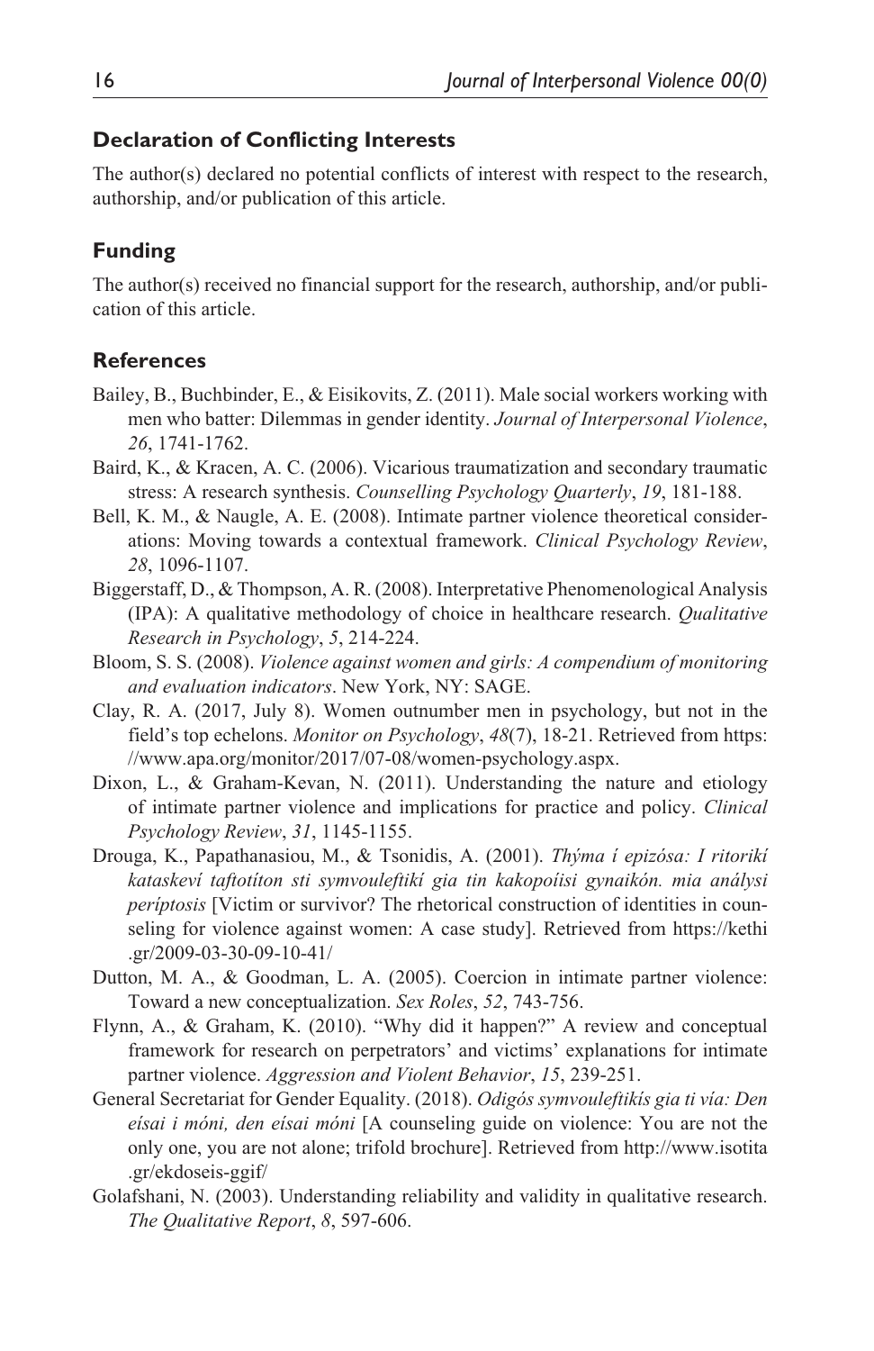## Declaration of Conflicting Interests

The author(s) declared no potential conflicts of interest with respect to the research, authorship, and/or publication of this article.

## Funding

The author(s) received no financial support for the research, authorship, and/or publication of this article.

## References

Bailey, B., Buchbinder, E., & Eisikovits, Z. (2011). Male social workers working with men who batter: Dilemmas in gender identity. *Journal of Interpersonal Violence*, *26*, 1741-1762.

Baird, K., & Kracen, A. C. (2006). Vicarious traumatization and secondary traumatic stress: A research synthesis. *Counselling Psychology Quarterly*, *19*, 181-188.

Bell, K. M., & Naugle, A. E. (2008). Intimate partner violence theoretical considerations: Moving towards a contextual framework. *Clinical Psychology Review*, *28*, 1096-1107.

Biggerstaff, D., & Thompson, A. R. (2008). Interpretative Phenomenological Analysis (IPA): A qualitative methodology of choice in healthcare research. *Qualitative Research in Psychology*, *5*, 214-224.

Bloom, S. S. (2008). *Violence against women and girls: A compendium of monitoring and evaluation indicators*. New York, NY: SAGE.

Clay, R. A. (2017, July 8). Women outnumber men in psychology, but not in the field's top echelons. *Monitor on Psychology*, *48*(7), 18-21. Retrieved from https://www.apa.org/monitor/2017/07-08/women-psychology.aspx.

Dixon, L., & Graham-Kevan, N. (2011). Understanding the nature and etiology of intimate partner violence and implications for practice and policy. *Clinical Psychology Review*, *31*, 1145-1155.

Drouga, K., Papathanasiou, M., & Tsonidis, A. (2001). *Thýma í epizósa: I ritorikí kataskeví taftotíton sti symvouleftikí gia tin kakopoiisi gynaikón. mia análysi períptosis* [Victim or survivor? The rhetorical construction of identities in counseling for violence against women: A case study]. Retrieved from https://kethi.gr/2009-03-30-09-10-41/

Dutton, M. A., & Goodman, L. A. (2005). Coercion in intimate partner violence: Toward a new conceptualization. *Sex Roles*, *52*, 743-756.

Flynn, A., & Graham, K. (2010). "Why did it happen?" A review and conceptual framework for research on perpetrators' and victims' explanations for intimate partner violence. *Aggression and Violent Behavior*, *15*, 239-251.

General Secretariat for Gender Equality. (2018). *Odigós symvouleftikís gia ti vía: Den eísai i móni, den eísai móni* [A counseling guide on violence: You are not the only one, you are not alone; trifold brochure]. Retrieved from http://www.isotita.gr/ekdoseis-ggif/

Golafshani, N. (2003). Understanding reliability and validity in qualitative research. *The Qualitative Report*, *8*, 597-606.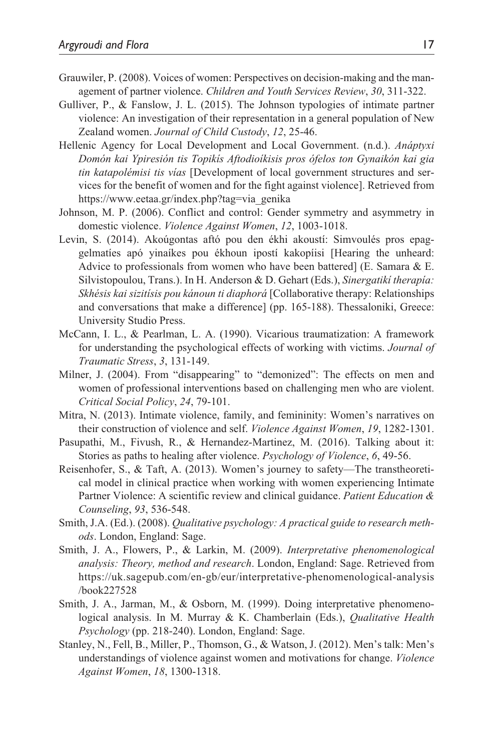Grauwiler, P. (2008). Voices of women: Perspectives on decision-making and the management of partner violence. *Children and Youth Services Review*, *30*, 311-322.

Gulliver, P., & Fanslow, J. L. (2015). The Johnson typologies of intimate partner violence: An investigation of their representation in a general population of New Zealand women. *Journal of Child Custody*, *12*, 25-46.

Hellenic Agency for Local Development and Local Government. (n.d.). *Anáptyxi Domón kai Ypiresión tis Topikís Aftodioíkisis pros ófelos ton Gynaikón kai gia tin katapolémisi tis vías* [Development of local government structures and services for the benefit of women and for the fight against violence]. Retrieved from https://www.eetaa.gr/index.php?tag=via_genika

Johnson, M. P. (2006). Conflict and control: Gender symmetry and asymmetry in domestic violence. *Violence Against Women*, *12*, 1003-1018.

Levin, S. (2014). Akoúgontas aftó pou den ékhi akoustí: Simvoulés pros epaggelmatíes apó yinaíkes pou ékhoun ipostí kakopíisi [Hearing the unheard: Advice to professionals from women who have been battered] (E. Samara & E. Silvistopoulou, Trans.). In H. Anderson & D. Gehart (Eds.), *Sinergatikí therapía: Skhésis kai sizitísis pou kánoun ti diaphorá* [Collaborative therapy: Relationships and conversations that make a difference] (pp. 165-188). Thessaloniki, Greece: University Studio Press.

McCann, I. L., & Pearlman, L. A. (1990). Vicarious traumatization: A framework for understanding the psychological effects of working with victims. *Journal of Traumatic Stress*, *3*, 131-149.

Milner, J. (2004). From "disappearing" to "demonized": The effects on men and women of professional interventions based on challenging men who are violent. *Critical Social Policy*, *24*, 79-101.

Mitra, N. (2013). Intimate violence, family, and femininity: Women's narratives on their construction of violence and self. *Violence Against Women*, *19*, 1282-1301.

Pasupathi, M., Fivush, R., & Hernandez-Martinez, M. (2016). Talking about it: Stories as paths to healing after violence. *Psychology of Violence*, *6*, 49-56.

Reisenhofer, S., & Taft, A. (2013). Women's journey to safety—The transtheoretical model in clinical practice when working with women experiencing Intimate Partner Violence: A scientific review and clinical guidance. *Patient Education & Counseling*, *93*, 536-548.

Smith, J.A. (Ed.). (2008). *Qualitative psychology: A practical guide to research methods*. London, England: Sage.

Smith, J. A., Flowers, P., & Larkin, M. (2009). *Interpretative phenomenological analysis: Theory, method and research*. London, England: Sage. Retrieved from https://uk.sagepub.com/en-gb/eur/interpretative-phenomenological-analysis/book227528

Smith, J. A., Jarman, M., & Osborn, M. (1999). Doing interpretative phenomenological analysis. In M. Murray & K. Chamberlain (Eds.), *Qualitative Health Psychology* (pp. 218-240). London, England: Sage.

Stanley, N., Fell, B., Miller, P., Thomson, G., & Watson, J. (2012). Men's talk: Men's understandings of violence against women and motivations for change. *Violence Against Women*, *18*, 1300-1318.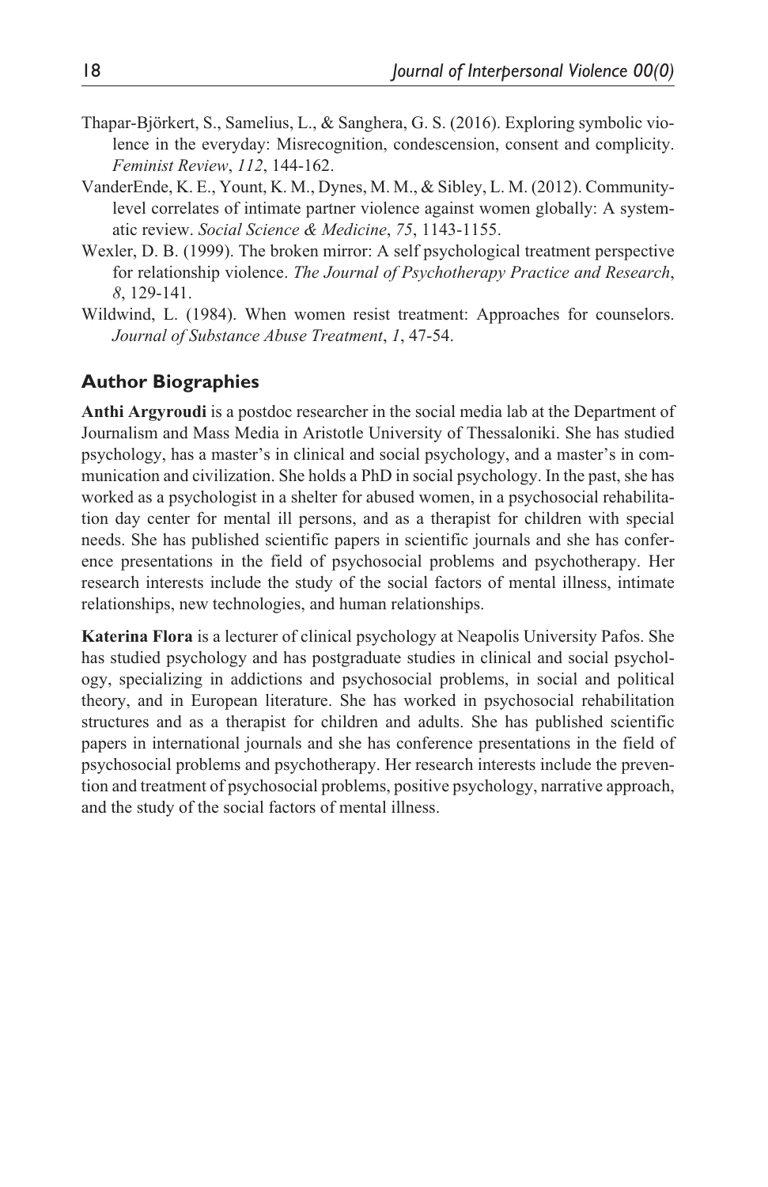Thapar-Björkert, S., Samelius, L., & Sanghera, G. S. (2016). Exploring symbolic violence in the everyday: Misrecognition, condescension, consent and complicity. *Feminist Review*, *112*, 144-162.

VanderEnde, K. E., Yount, K. M., Dynes, M. M., & Sibley, L. M. (2012). Community-level correlates of intimate partner violence against women globally: A systematic review. *Social Science & Medicine*, *75*, 1143-1155.

Wexler, D. B. (1999). The broken mirror: A self psychological treatment perspective for relationship violence. *The Journal of Psychotherapy Practice and Research*, *8*, 129-141.

Wildwind, L. (1984). When women resist treatment: Approaches for counselors. *Journal of Substance Abuse Treatment*, *1*, 47-54.

## Author Biographies

**Anthi Argyroudi** is a postdoc researcher in the social media lab at the Department of Journalism and Mass Media in Aristotle University of Thessaloniki. She has studied psychology, has a master's in clinical and social psychology, and a master's in communication and civilization. She holds a PhD in social psychology. In the past, she has worked as a psychologist in a shelter for abused women, in a psychosocial rehabilitation day center for mental ill persons, and as a therapist for children with special needs. She has published scientific papers in scientific journals and she has conference presentations in the field of psychosocial problems and psychotherapy. Her research interests include the study of the social factors of mental illness, intimate relationships, new technologies, and human relationships.

**Katerina Flora** is a lecturer of clinical psychology at Neapolis University Pafos. She has studied psychology and has postgraduate studies in clinical and social psychology, specializing in addictions and psychosocial problems, in social and political theory, and in European literature. She has worked in psychosocial rehabilitation structures and as a therapist for children and adults. She has published scientific papers in international journals and she has conference presentations in the field of psychosocial problems and psychotherapy. Her research interests include the prevention and treatment of psychosocial problems, positive psychology, narrative approach, and the study of the social factors of mental illness.